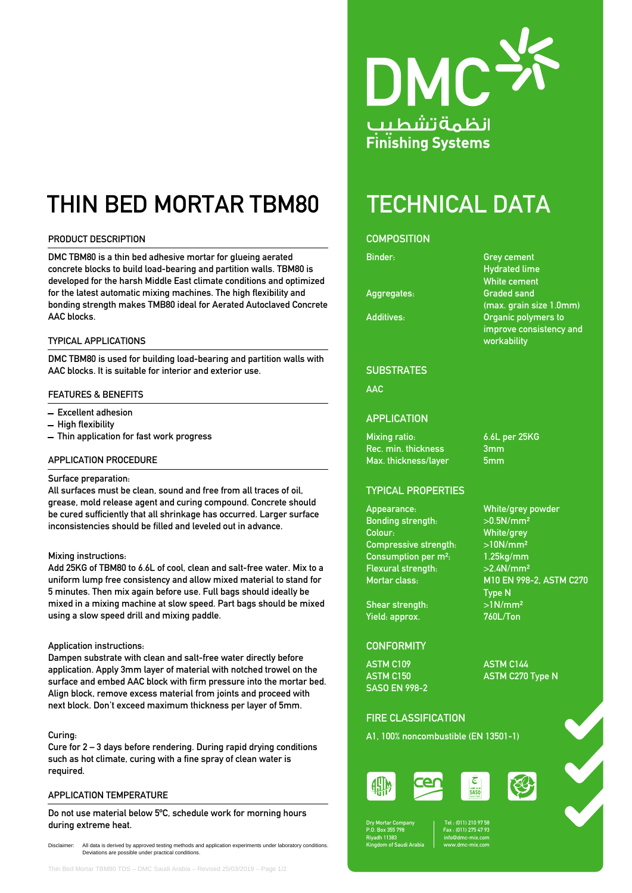DMC
انظمة تشطيب
Finishing Systems

# THIN BED MORTAR TBM80

## PRODUCT DESCRIPTION

DMC TBM80 is a thin bed adhesive mortar for glueing aerated concrete blocks to build load-bearing and partition walls. TBM80 is developed for the harsh Middle East climate conditions and optimized for the latest automatic mixing machines. The high flexibility and bonding strength makes TMB80 ideal for Aerated Autoclaved Concrete AAC blocks.

## TYPICAL APPLICATIONS

DMC TBM80 is used for building load-bearing and partition walls with AAC blocks. It is suitable for interior and exterior use.

## FEATURES & BENEFITS

- Excellent adhesion
- High flexibility
- Thin application for fast work progress

## APPLICATION PROCEDURE

Surface preparation:
All surfaces must be clean, sound and free from all traces of oil, grease, mold release agent and curing compound. Concrete should be cured sufficiently that all shrinkage has occurred. Larger surface inconsistencies should be filled and leveled out in advance.

Mixing instructions:
Add 25KG of TBM80 to 6.6L of cool, clean and salt-free water. Mix to a uniform lump free consistency and allow mixed material to stand for 5 minutes. Then mix again before use. Full bags should ideally be mixed in a mixing machine at slow speed. Part bags should be mixed using a slow speed drill and mixing paddle.

Application instructions:
Dampen substrate with clean and salt-free water directly before application. Apply 3mm layer of material with notched trowel on the surface and embed AAC block with firm pressure into the mortar bed. Align block, remove excess material from joints and proceed with next block. Don't exceed maximum thickness per layer of 5mm.

Curing:
Cure for 2 – 3 days before rendering. During rapid drying conditions such as hot climate, curing with a fine spray of clean water is required.

## APPLICATION TEMPERATURE

Do not use material below 5°C, schedule work for morning hours during extreme heat.

Disclaimer: All data is derived by approved testing methods and application experiments under laboratory conditions. Deviations are possible under practical conditions.

# TECHNICAL DATA

## COMPOSITION

| | |
|---|---|
| Binder: | Grey cement<br>Hydrated lime<br>White cement |
| Aggregates: | Graded sand<br>(max. grain size 1.0mm) |
| Additives: | Organic polymers to improve consistency and workability |

## SUBSTRATES

AAC

## APPLICATION

| | |
|---|---|
| Mixing ratio: | 6.6L per 25KG |
| Rec. min. thickness | 3mm |
| Max. thickness/layer | 5mm |

## TYPICAL PROPERTIES

| | |
|---|---|
| Appearance: | White/grey powder |
| Bonding strength: | >0.5N/mm² |
| Colour: | White/grey |
| Compressive strength: | >10N/mm² |
| Consumption per m²: | 1.25kg/mm |
| Flexural strength: | >2.4N/mm² |
| Mortar class: | M10 EN 998-2, ASTM C270 Type N |
| Shear strength: | >1N/mm² |
| Yield: approx. | 760L/Ton |

## CONFORMITY

ASTM C109
ASTM C144
ASTM C150
ASTM C270 Type N
SASO EN 998-2

## FIRE CLASSIFICATION

A1, 100% noncombustible (EN 13501-1)

Dry Mortar Company
P.O. Box 355 798
Riyadh 11383
Kingdom of Saudi Arabia

Tel : (011) 210 97 58
Fax : (011) 275 47 93
info@dmc-mix.com
www.dmc-mix.com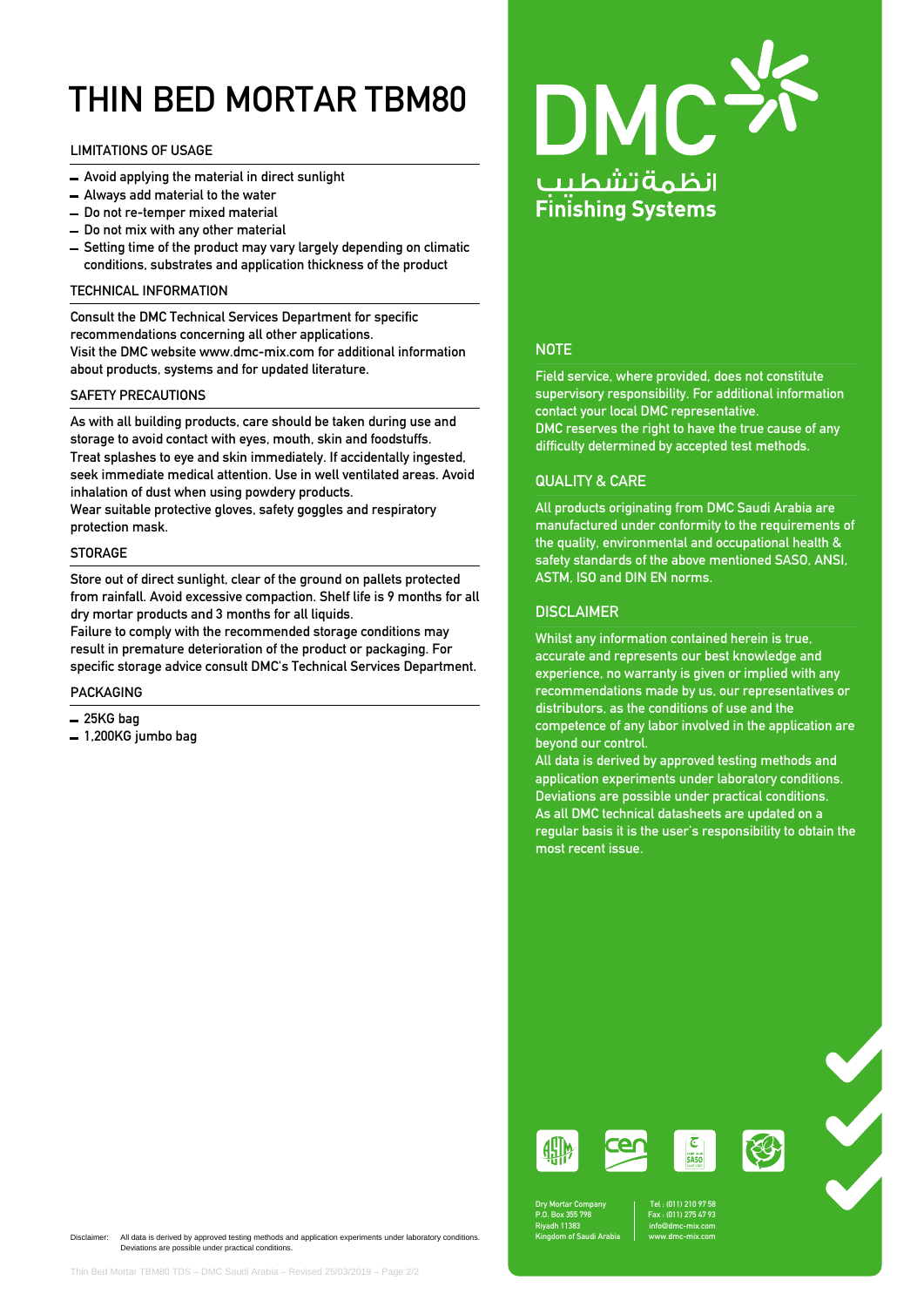# THIN BED MORTAR TBM80

### LIMITATIONS OF USAGE

- Avoid applying the material in direct sunlight
- Always add material to the water
- Do not re-temper mixed material
- Do not mix with any other material
- Setting time of the product may vary largely depending on climatic conditions, substrates and application thickness of the product

### TECHNICAL INFORMATION

Consult the DMC Technical Services Department for specific recommendations concerning all other applications.
Visit the DMC website www.dmc-mix.com for additional information about products, systems and for updated literature.

### SAFETY PRECAUTIONS

As with all building products, care should be taken during use and storage to avoid contact with eyes, mouth, skin and foodstuffs.
Treat splashes to eye and skin immediately. If accidentally ingested, seek immediate medical attention. Use in well ventilated areas. Avoid inhalation of dust when using powdery products.
Wear suitable protective gloves, safety goggles and respiratory protection mask.

### STORAGE

Store out of direct sunlight, clear of the ground on pallets protected from rainfall. Avoid excessive compaction. Shelf life is 9 months for all dry mortar products and 3 months for all liquids.
Failure to comply with the recommended storage conditions may result in premature deterioration of the product or packaging. For specific storage advice consult DMC's Technical Services Department.

### PACKAGING

- 25KG bag
- 1,200KG jumbo bag

DMC
انظمة تشطيب
Finishing Systems

### NOTE

Field service, where provided, does not constitute supervisory responsibility. For additional information contact your local DMC representative.
DMC reserves the right to have the true cause of any difficulty determined by accepted test methods.

### QUALITY & CARE

All products originating from DMC Saudi Arabia are manufactured under conformity to the requirements of the quality, environmental and occupational health & safety standards of the above mentioned SASO, ANSI, ASTM, ISO and DIN EN norms.

### DISCLAIMER

Whilst any information contained herein is true, accurate and represents our best knowledge and experience, no warranty is given or implied with any recommendations made by us, our representatives or distributors, as the conditions of use and the competence of any labor involved in the application are beyond our control.
All data is derived by approved testing methods and application experiments under laboratory conditions. Deviations are possible under practical conditions.
As all DMC technical datasheets are updated on a regular basis it is the user's responsibility to obtain the most recent issue.

Dry Mortar Company
P.O. Box 355 798
Riyadh 11383
Kingdom of Saudi Arabia

Tel : (011) 210 97 58
Fax : (011) 275 47 93
info@dmc-mix.com
www.dmc-mix.com

Disclaimer: All data is derived by approved testing methods and application experiments under laboratory conditions. Deviations are possible under practical conditions.